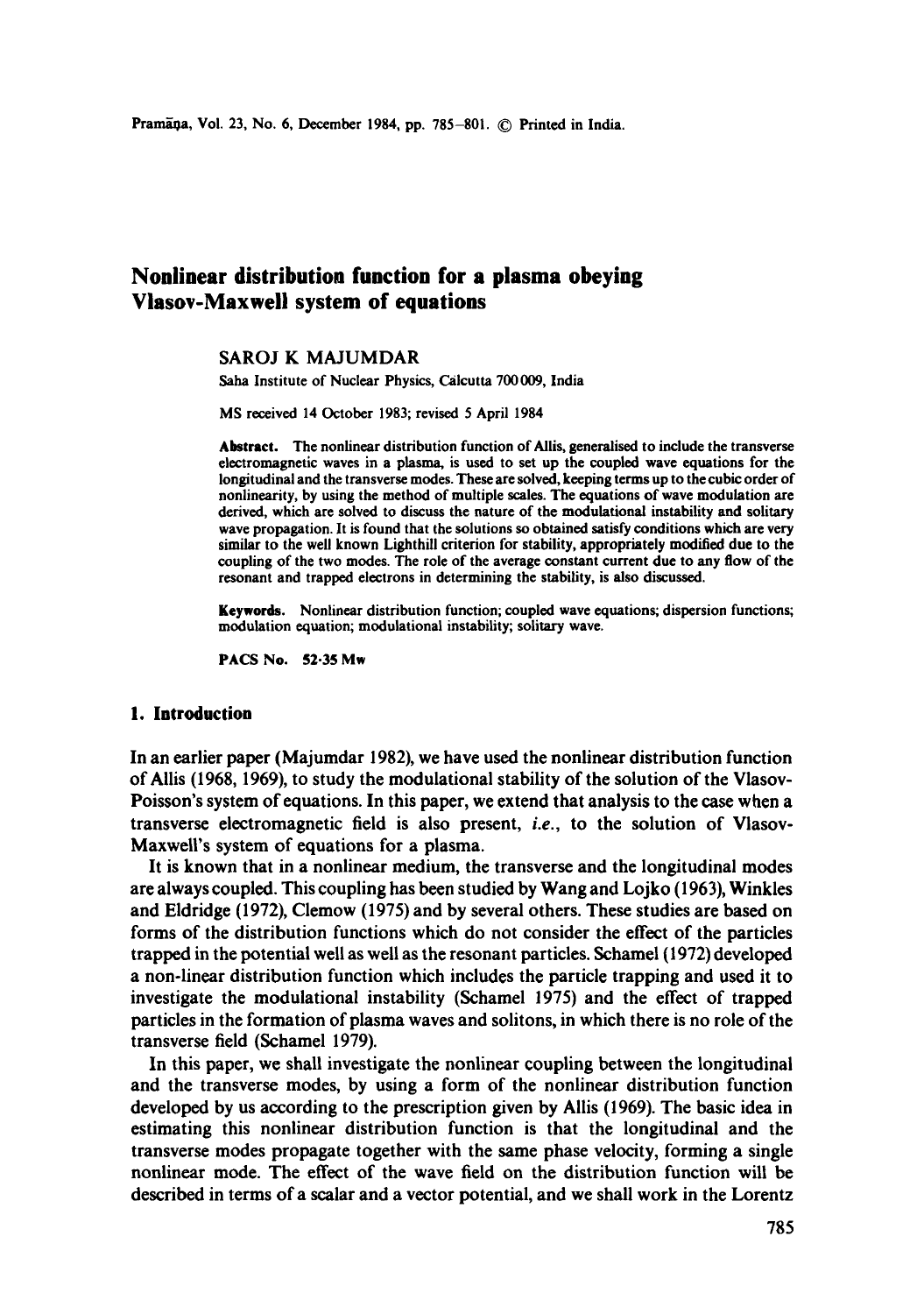# Nonlinear distribution function for a plasma obeying Vlasov-Maxwell system of equations

SAROJ K MAJUMDAR

Saha Institute of Nuclear Physics, Calcutta 700 009, India

MS received 14 October 1983; revised 5 April 1984

**Abstract.** The nonlinear distribution function of Allis, generalised to include the transverse electromagnetic waves in a plasma, is used to set up the coupled wave equations for the longitudinal and the transverse modes. These are solved, keeping terms up to the cubic order of nonlinearity, by using the method of multiple scales. The equations of wave modulation are derived, which are solved to discuss the nature of the modulational instability and solitary wave propagation. It is found that the solutions so obtained satisfy conditions which are very similar to the well known Lighthill criterion for stability, appropriately modified due to the coupling of the two modes. The role of the average constant current due to any flow of the resonant and trapped electrons in determining the stability, is also discussed.

**Keywords.** Nonlinear distribution function; coupled wave equations; dispersion functions; modulation equation; modulational instability; solitary wave.

**PACS No.** 52·35 Mw

## 1. Introduction

In an earlier paper (Majumdar 1982), we have used the nonlinear distribution function of Allis (1968, 1969), to study the modulational stability of the solution of the Vlasov-Poisson's system of equations. In this paper, we extend that analysis to the case when a transverse electromagnetic field is also present, *i.e.*, to the solution of Vlasov-Maxwell's system of equations for a plasma.

It is known that in a nonlinear medium, the transverse and the longitudinal modes are always coupled. This coupling has been studied by Wang and Lojko (1963), Winkles and Eldridge (1972), Clemow (1975) and by several others. These studies are based on forms of the distribution functions which do not consider the effect of the particles trapped in the potential well as well as the resonant particles. Schamel (1972) developed a non-linear distribution function which includes the particle trapping and used it to investigate the modulational instability (Schamel 1975) and the effect of trapped particles in the formation of plasma waves and solitons, in which there is no role of the transverse field (Schamel 1979).

In this paper, we shall investigate the nonlinear coupling between the longitudinal and the transverse modes, by using a form of the nonlinear distribution function developed by us according to the prescription given by Allis (1969). The basic idea in estimating this nonlinear distribution function is that the longitudinal and the transverse modes propagate together with the same phase velocity, forming a single nonlinear mode. The effect of the wave field on the distribution function will be described in terms of a scalar and a vector potential, and we shall work in the Lorentz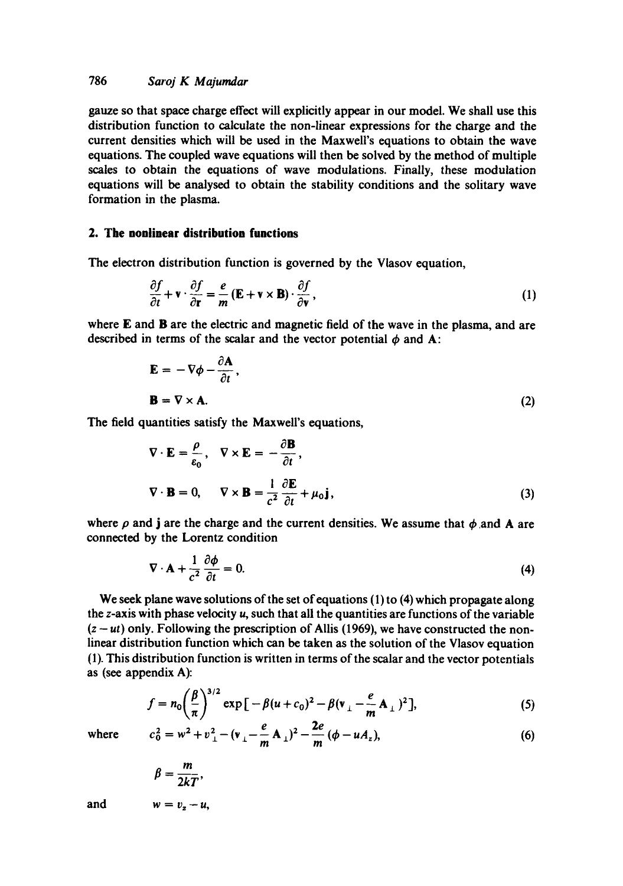gauze so that space charge effect will explicitly appear in our model. We shall use this distribution function to calculate the non-linear expressions for the charge and the current densities which will be used in the Maxwell's equations to obtain the wave equations. The coupled wave equations will then be solved by the method of multiple scales to obtain the equations of wave modulations. Finally, these modulation equations will be analysed to obtain the stability conditions and the solitary wave formation in the plasma.

## 2. The nonlinear distribution functions

The electron distribution function is governed by the Vlasov equation,

$$\frac{\partial f}{\partial t} + \mathbf{v} \cdot \frac{\partial f}{\partial \mathbf{r}} = \frac{e}{m}(\mathbf{E} + \mathbf{v} \times \mathbf{B}) \cdot \frac{\partial f}{\partial \mathbf{v}}, \tag{1}$$

where $\mathbf{E}$ and $\mathbf{B}$ are the electric and magnetic field of the wave in the plasma, and are described in terms of the scalar and the vector potential $\phi$ and $\mathbf{A}$:

$$\mathbf{E} = -\nabla\phi - \frac{\partial \mathbf{A}}{\partial t},$$

$$\mathbf{B} = \nabla \times \mathbf{A}. \tag{2}$$

The field quantities satisfy the Maxwell's equations,

$$\nabla \cdot \mathbf{E} = \frac{\rho}{\varepsilon_0}, \quad \nabla \times \mathbf{E} = -\frac{\partial \mathbf{B}}{\partial t},$$

$$\nabla \cdot \mathbf{B} = 0, \quad \nabla \times \mathbf{B} = \frac{1}{c^2}\frac{\partial \mathbf{E}}{\partial t} + \mu_0 \mathbf{j}, \tag{3}$$

where $\rho$ and $\mathbf{j}$ are the charge and the current densities. We assume that $\phi$ and $\mathbf{A}$ are connected by the Lorentz condition

$$\nabla \cdot \mathbf{A} + \frac{1}{c^2}\frac{\partial \phi}{\partial t} = 0. \tag{4}$$

We seek plane wave solutions of the set of equations (1) to (4) which propagate along the $z$-axis with phase velocity $u$, such that all the quantities are functions of the variable $(z - ut)$ only. Following the prescription of Allis (1969), we have constructed the non-linear distribution function which can be taken as the solution of the Vlasov equation (1). This distribution function is written in terms of the scalar and the vector potentials as (see appendix A):

$$f = n_0\left(\frac{\beta}{\pi}\right)^{3/2} \exp\left[-\beta(u + c_0)^2 - \beta\left(\mathbf{v}_\perp - \frac{e}{m}\mathbf{A}_\perp\right)^2\right], \tag{5}$$

where
$$c_0^2 = w^2 + v_\perp^2 - \left(\mathbf{v}_\perp - \frac{e}{m}\mathbf{A}_\perp\right)^2 - \frac{2e}{m}(\phi - uA_z), \tag{6}$$

$$\beta = \frac{m}{2kT},$$

and
$$w = v_z - u,$$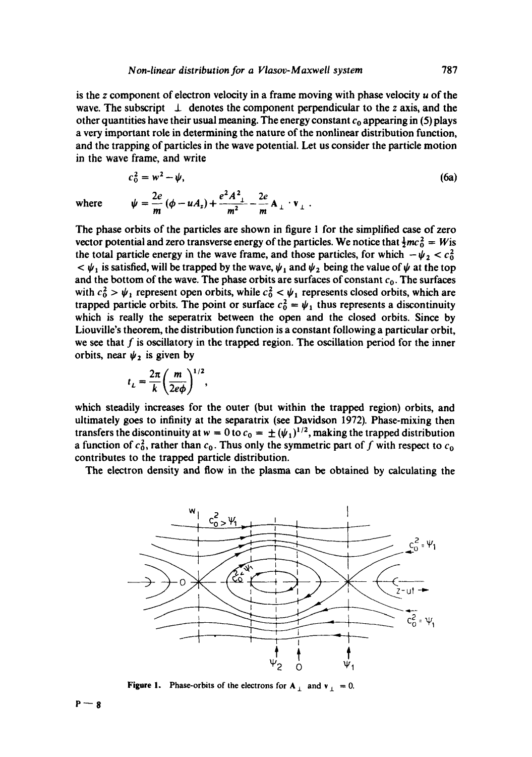is the $z$ component of electron velocity in a frame moving with phase velocity $u$ of the wave. The subscript $\perp$ denotes the component perpendicular to the $z$ axis, and the other quantities have their usual meaning. The energy constant $c_0$ appearing in (5) plays a very important role in determining the nature of the nonlinear distribution function, and the trapping of particles in the wave potential. Let us consider the particle motion in the wave frame, and write

$$c_0^2 = w^2 - \psi, \tag{6a}$$

where $\psi = \dfrac{2e}{m}(\phi - uA_z) + \dfrac{e^2 A_\perp^2}{m^2} - \dfrac{2e}{m}\mathbf{A}_\perp \cdot \mathbf{v}_\perp$.

The phase orbits of the particles are shown in figure 1 for the simplified case of zero vector potential and zero transverse energy of the particles. We notice that $\frac{1}{2}mc_0^2 = W$ is the total particle energy in the wave frame, and those particles, for which $-\psi_2 < c_0^2 < \psi_1$ is satisfied, will be trapped by the wave, $\psi_1$ and $\psi_2$ being the value of $\psi$ at the top and the bottom of the wave. The phase orbits are surfaces of constant $c_0$. The surfaces with $c_0^2 > \psi_1$ represent open orbits, while $c_0^2 < \psi_1$ represents closed orbits, which are trapped particle orbits. The point or surface $c_0^2 = \psi_1$ thus represents a discontinuity which is really the seperatrix between the open and the closed orbits. Since by Liouville's theorem, the distribution function is a constant following a particular orbit, we see that $f$ is oscillatory in the trapped region. The oscillation period for the inner orbits, near $\psi_2$ is given by

$$t_L = \frac{2\pi}{k}\left(\frac{m}{2e\phi}\right)^{1/2},$$

which steadily increases for the outer (but within the trapped region) orbits, and ultimately goes to infinity at the separatrix (see Davidson 1972). Phase-mixing then transfers the discontinuity at $w = 0$ to $c_0 = \pm(\psi_1)^{1/2}$, making the trapped distribution a function of $c_0^2$, rather than $c_0$. Thus only the symmetric part of $f$ with respect to $c_0$ contributes to the trapped particle distribution.

The electron density and flow in the plasma can be obtained by calculating the

Figure 1. Phase-orbits of the electrons for $\mathbf{A}_\perp$ and $\mathbf{v}_\perp = 0$.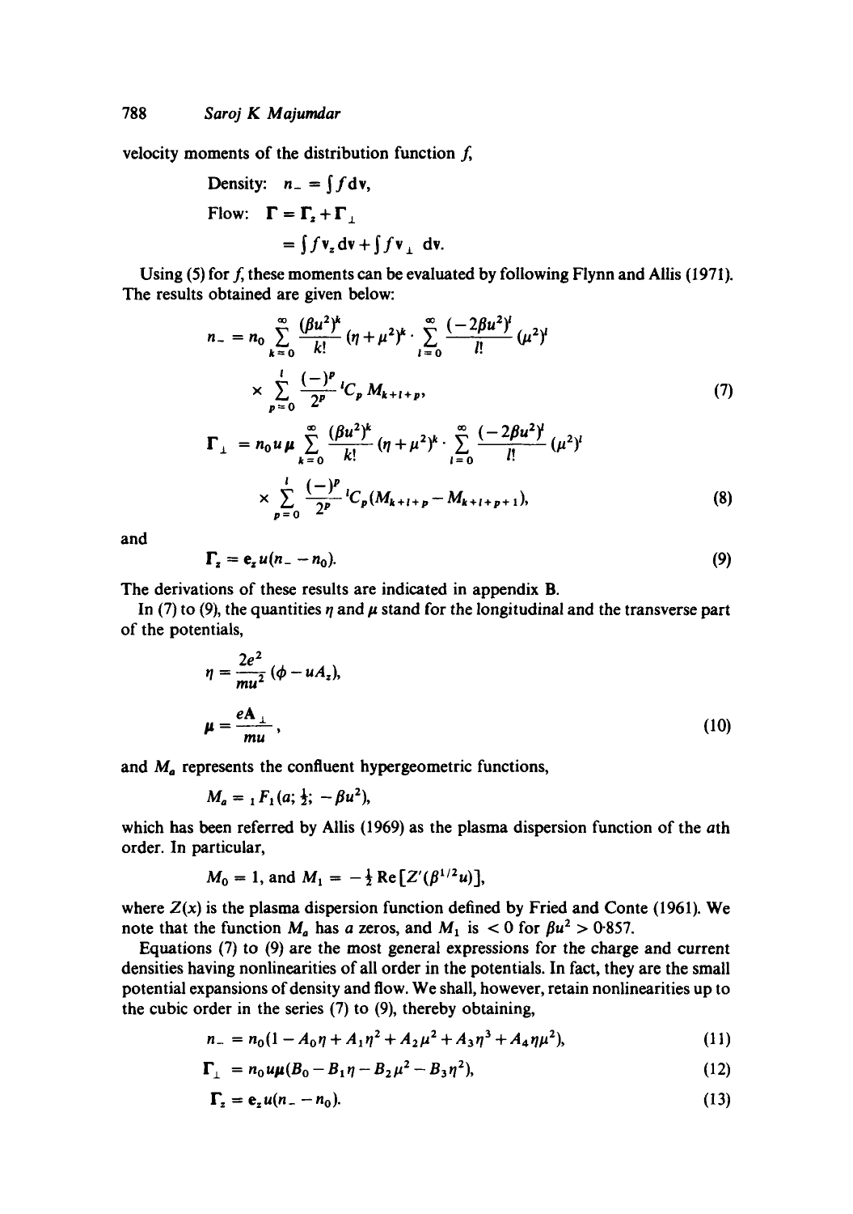velocity moments of the distribution function $f$,

$$\text{Density:} \quad n_- = \int f \, d\mathbf{v},$$

$$\text{Flow:} \quad \boldsymbol{\Gamma} = \boldsymbol{\Gamma}_z + \boldsymbol{\Gamma}_\perp = \int f v_z \, d\mathbf{v} + \int f \mathbf{v}_\perp \, d\mathbf{v}.$$

Using (5) for $f$, these moments can be evaluated by following Flynn and Allis (1971). The results obtained are given below:

$$n_- = n_0 \sum_{k=0}^{\infty} \frac{(\beta u^2)^k}{k!} (\eta + \mu^2)^k \cdot \sum_{l=0}^{\infty} \frac{(-2\beta u^2)^l}{l!} (\mu^2)^l \times \sum_{p=0}^{l} \frac{(-)^p}{2^p} {}^lC_p M_{k+l+p}, \tag{7}$$

$$\boldsymbol{\Gamma}_\perp = n_0 u \boldsymbol{\mu} \sum_{k=0}^{\infty} \frac{(\beta u^2)^k}{k!} (\eta + \mu^2)^k \cdot \sum_{l=0}^{\infty} \frac{(-2\beta u^2)^l}{l!} (\mu^2)^l \times \sum_{p=0}^{l} \frac{(-)^p}{2^p} {}^lC_p (M_{k+l+p} - M_{k+l+p+1}), \tag{8}$$

and

$$\boldsymbol{\Gamma}_z = \mathbf{e}_z u (n_- - n_0). \tag{9}$$

The derivations of these results are indicated in appendix B.

In (7) to (9), the quantities $\eta$ and $\mu$ stand for the longitudinal and the transverse part of the potentials,

$$\eta = \frac{2e^2}{mu^2} (\phi - u A_z),$$

$$\boldsymbol{\mu} = \frac{e\mathbf{A}_\perp}{mu}, \tag{10}$$

and $M_a$ represents the confluent hypergeometric functions,

$$M_a = {}_1F_1(a; \tfrac{1}{2}; -\beta u^2),$$

which has been referred by Allis (1969) as the plasma dispersion function of the $a$th order. In particular,

$$M_0 = 1, \text{ and } M_1 = -\tfrac{1}{2} \operatorname{Re}[Z'(\beta^{1/2} u)],$$

where $Z(x)$ is the plasma dispersion function defined by Fried and Conte (1961). We note that the function $M_a$ has $a$ zeros, and $M_1$ is $< 0$ for $\beta u^2 > 0{\cdot}857$.

Equations (7) to (9) are the most general expressions for the charge and current densities having nonlinearities of all order in the potentials. In fact, they are the small potential expansions of density and flow. We shall, however, retain nonlinearities up to the cubic order in the series (7) to (9), thereby obtaining,

$$n_- = n_0 (1 - A_0 \eta + A_1 \eta^2 + A_2 \mu^2 + A_3 \eta^3 + A_4 \eta \mu^2), \tag{11}$$

$$\boldsymbol{\Gamma}_\perp = n_0 u \boldsymbol{\mu} (B_0 - B_1 \eta - B_2 \mu^2 - B_3 \eta^2), \tag{12}$$

$$\boldsymbol{\Gamma}_z = \mathbf{e}_z u (n_- - n_0). \tag{13}$$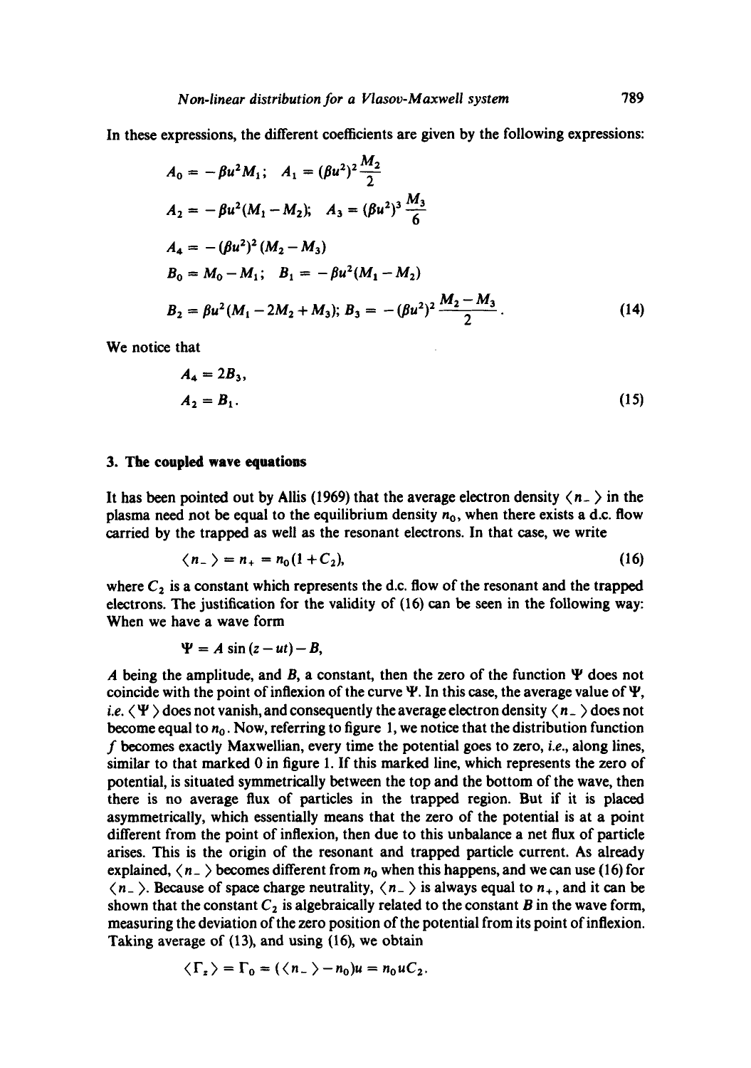In these expressions, the different coefficients are given by the following expressions:

$$
\begin{aligned}
&A_0 = -\beta u^2 M_1; \quad A_1 = (\beta u^2)^2 \frac{M_2}{2} \\
&A_2 = -\beta u^2 (M_1 - M_2); \quad A_3 = (\beta u^2)^3 \frac{M_3}{6} \\
&A_4 = -(\beta u^2)^2 (M_2 - M_3) \\
&B_0 = M_0 - M_1; \quad B_1 = -\beta u^2 (M_1 - M_2) \\
&B_2 = \beta u^2 (M_1 - 2M_2 + M_3); \; B_3 = -(\beta u^2)^2 \frac{M_2 - M_3}{2}.
\end{aligned} \tag{14}
$$

We notice that

$$
\begin{aligned}
&A_4 = 2B_3, \\
&A_2 = B_1.
\end{aligned} \tag{15}
$$

## 3. The coupled wave equations

It has been pointed out by Allis (1969) that the average electron density $\langle n_- \rangle$ in the plasma need not be equal to the equilibrium density $n_0$, when there exists a d.c. flow carried by the trapped as well as the resonant electrons. In that case, we write

$$
\langle n_- \rangle = n_+ = n_0 (1 + C_2), \tag{16}
$$

where $C_2$ is a constant which represents the d.c. flow of the resonant and the trapped electrons. The justification for the validity of (16) can be seen in the following way: When we have a wave form

$$
\Psi = A \sin (z - ut) - B,
$$

$A$ being the amplitude, and $B$, a constant, then the zero of the function $\Psi$ does not coincide with the point of inflexion of the curve $\Psi$. In this case, the average value of $\Psi$, *i.e.* $\langle \Psi \rangle$ does not vanish, and consequently the average electron density $\langle n_- \rangle$ does not become equal to $n_0$. Now, referring to figure 1, we notice that the distribution function $f$ becomes exactly Maxwellian, every time the potential goes to zero, *i.e.*, along lines, similar to that marked 0 in figure 1. If this marked line, which represents the zero of potential, is situated symmetrically between the top and the bottom of the wave, then there is no average flux of particles in the trapped region. But if it is placed asymmetrically, which essentially means that the zero of the potential is at a point different from the point of inflexion, then due to this unbalance a net flux of particle arises. This is the origin of the resonant and trapped particle current. As already explained, $\langle n_- \rangle$ becomes different from $n_0$ when this happens, and we can use (16) for $\langle n_- \rangle$. Because of space charge neutrality, $\langle n_- \rangle$ is always equal to $n_+$, and it can be shown that the constant $C_2$ is algebraically related to the constant $B$ in the wave form, measuring the deviation of the zero position of the potential from its point of inflexion. Taking average of (13), and using (16), we obtain

$$
\langle \Gamma_z \rangle = \Gamma_0 = (\langle n_- \rangle - n_0) u = n_0 u C_2.
$$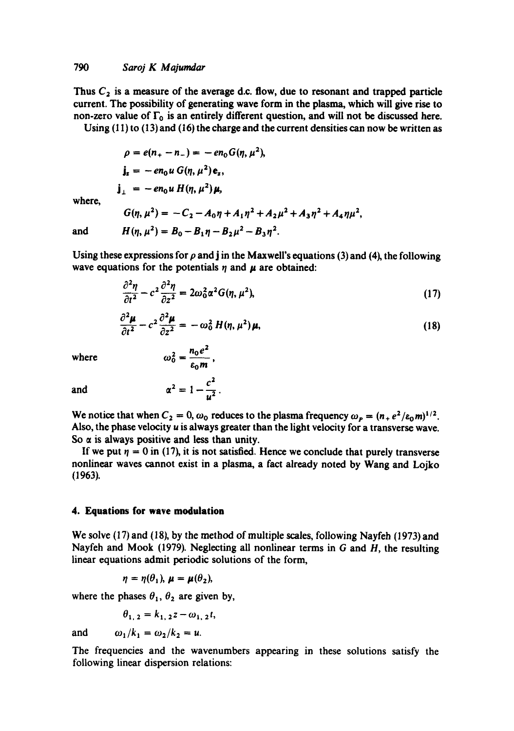Thus $C_2$ is a measure of the average d.c. flow, due to resonant and trapped particle current. The possibility of generating wave form in the plasma, which will give rise to non-zero value of $\Gamma_0$ is an entirely different question, and will not be discussed here.

Using (11) to (13) and (16) the charge and the current densities can now be written as

$$\rho = e(n_+ - n_-) = -en_0 G(\eta, \mu^2),$$

$$\mathbf{j}_z = -en_0 u\, G(\eta, \mu^2)\mathbf{e}_z,$$

$$\mathbf{j}_\perp = -en_0 u\, H(\eta, \mu^2)\boldsymbol{\mu},$$

where,

$$G(\eta, \mu^2) = -C_2 - A_0\eta + A_1\eta^2 + A_2\mu^2 + A_3\eta^2 + A_4\eta\mu^2,$$

and

$$H(\eta, \mu^2) = B_0 - B_1\eta - B_2\mu^2 - B_3\eta^2.$$

Using these expressions for $\rho$ and $\mathbf{j}$ in the Maxwell's equations (3) and (4), the following wave equations for the potentials $\eta$ and $\boldsymbol{\mu}$ are obtained:

$$\frac{\partial^2 \eta}{\partial t^2} - c^2 \frac{\partial^2 \eta}{\partial z^2} = 2\omega_0^2 \alpha^2 G(\eta, \mu^2), \tag{17}$$

$$\frac{\partial^2 \boldsymbol{\mu}}{\partial t^2} - c^2 \frac{\partial^2 \boldsymbol{\mu}}{\partial z^2} = -\omega_0^2 H(\eta, \mu^2)\boldsymbol{\mu}, \tag{18}$$

where

$$\omega_0^2 = \frac{n_0 e^2}{\varepsilon_0 m},$$

and

$$\alpha^2 = 1 - \frac{c^2}{u^2}.$$

We notice that when $C_2 = 0$, $\omega_0$ reduces to the plasma frequency $\omega_p = (n_+ e^2/\varepsilon_0 m)^{1/2}$. Also, the phase velocity $u$ is always greater than the light velocity for a transverse wave. So $\alpha$ is always positive and less than unity.

If we put $\eta = 0$ in (17), it is not satisfied. Hence we conclude that purely transverse nonlinear waves cannot exist in a plasma, a fact already noted by Wang and Lojko (1963).

## 4. Equations for wave modulation

We solve (17) and (18), by the method of multiple scales, following Nayfeh (1973) and Nayfeh and Mook (1979). Neglecting all nonlinear terms in $G$ and $H$, the resulting linear equations admit periodic solutions of the form,

$$\eta = \eta(\theta_1), \ \boldsymbol{\mu} = \boldsymbol{\mu}(\theta_2),$$

where the phases $\theta_1$, $\theta_2$ are given by,

$$\theta_{1,2} = k_{1,2} z - \omega_{1,2} t,$$

and

$$\omega_1/k_1 = \omega_2/k_2 = u.$$

The frequencies and the wavenumbers appearing in these solutions satisfy the following linear dispersion relations: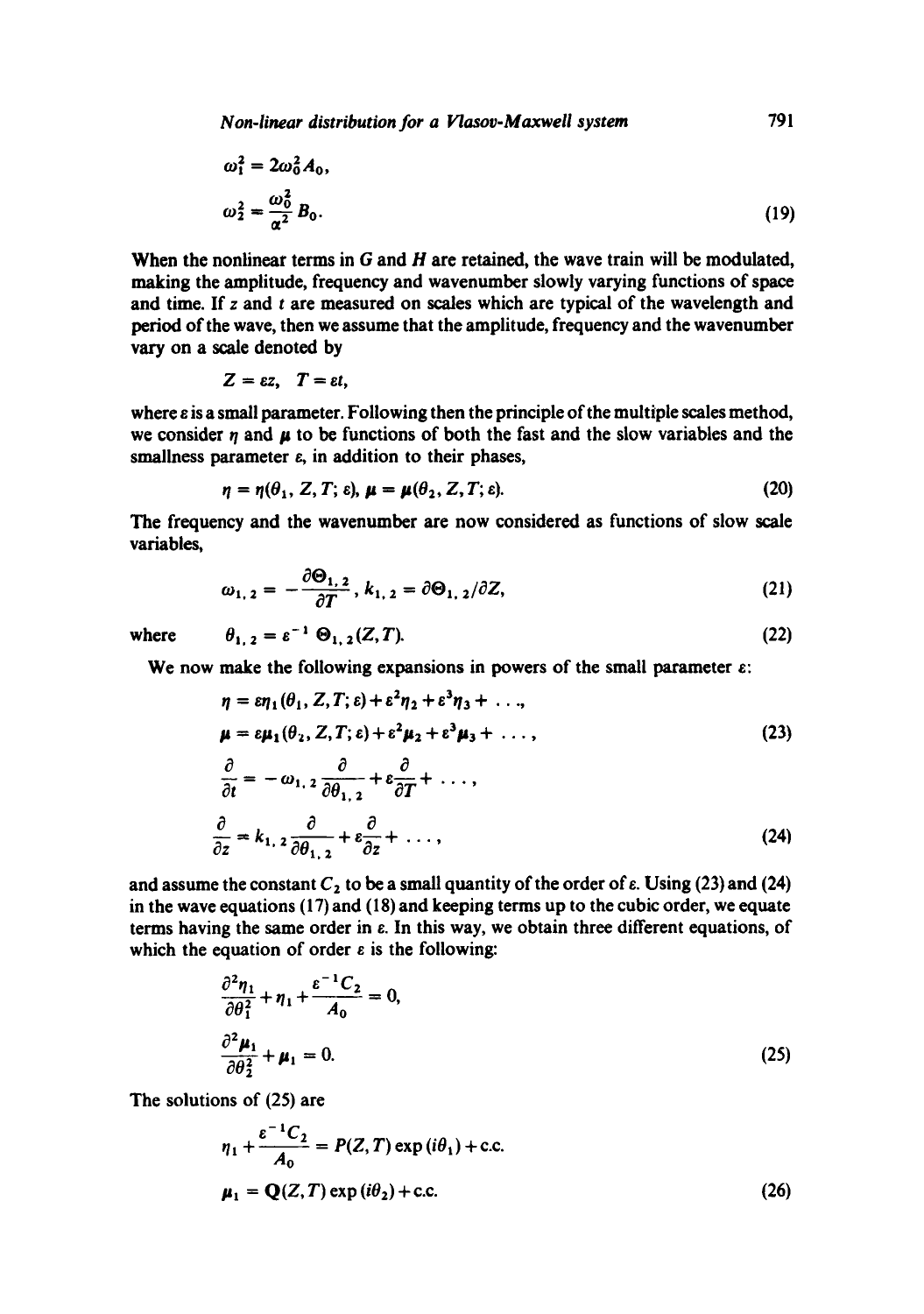$$\omega_1^2 = 2\omega_0^2 A_0,$$

$$\omega_2^2 = \frac{\omega_0^2}{\alpha^2} B_0. \tag{19}$$

When the nonlinear terms in $G$ and $H$ are retained, the wave train will be modulated, making the amplitude, frequency and wavenumber slowly varying functions of space and time. If $z$ and $t$ are measured on scales which are typical of the wavelength and period of the wave, then we assume that the amplitude, frequency and the wavenumber vary on a scale denoted by

$$Z = \varepsilon z, \quad T = \varepsilon t,$$

where $\varepsilon$ is a small parameter. Following then the principle of the multiple scales method, we consider $\eta$ and $\mu$ to be functions of both the fast and the slow variables and the smallness parameter $\varepsilon$, in addition to their phases,

$$\eta = \eta(\theta_1, Z, T; \varepsilon), \ \mu = \mu(\theta_2, Z, T; \varepsilon). \tag{20}$$

The frequency and the wavenumber are now considered as functions of slow scale variables,

$$\omega_{1,2} = -\frac{\partial \Theta_{1,2}}{\partial T}, \ k_{1,2} = \partial \Theta_{1,2}/\partial Z, \tag{21}$$

where $$\theta_{1,2} = \varepsilon^{-1} \Theta_{1,2}(Z, T). \tag{22}$$

We now make the following expansions in powers of the small parameter $\varepsilon$:

$$\eta = \varepsilon\eta_1(\theta_1, Z, T; \varepsilon) + \varepsilon^2\eta_2 + \varepsilon^3\eta_3 + \ldots,$$

$$\mu = \varepsilon\mu_1(\theta_2, Z, T; \varepsilon) + \varepsilon^2\mu_2 + \varepsilon^3\mu_3 + \ldots, \tag{23}$$

$$\frac{\partial}{\partial t} = -\omega_{1,2}\frac{\partial}{\partial \theta_{1,2}} + \varepsilon\frac{\partial}{\partial T} + \ldots,$$

$$\frac{\partial}{\partial z} = k_{1,2}\frac{\partial}{\partial \theta_{1,2}} + \varepsilon\frac{\partial}{\partial z} + \ldots, \tag{24}$$

and assume the constant $C_2$ to be a small quantity of the order of $\varepsilon$. Using (23) and (24) in the wave equations (17) and (18) and keeping terms up to the cubic order, we equate terms having the same order in $\varepsilon$. In this way, we obtain three different equations, of which the equation of order $\varepsilon$ is the following:

$$\frac{\partial^2 \eta_1}{\partial \theta_1^2} + \eta_1 + \frac{\varepsilon^{-1} C_2}{A_0} = 0,$$

$$\frac{\partial^2 \mu_1}{\partial \theta_2^2} + \mu_1 = 0. \tag{25}$$

The solutions of (25) are

$$\eta_1 + \frac{\varepsilon^{-1} C_2}{A_0} = P(Z, T)\exp(i\theta_1) + \text{c.c.}$$

$$\mu_1 = \mathbf{Q}(Z, T)\exp(i\theta_2) + \text{c.c.} \tag{26}$$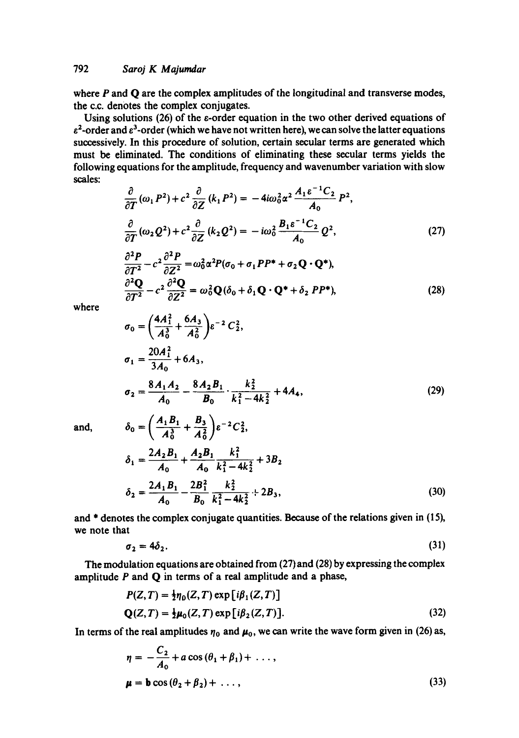where $P$ and $\mathbf{Q}$ are the complex amplitudes of the longitudinal and transverse modes, the c.c. denotes the complex conjugates.

Using solutions (26) of the $\varepsilon$-order equation in the two other derived equations of $\varepsilon^2$-order and $\varepsilon^3$-order (which we have not written here), we can solve the latter equations successively. In this procedure of solution, certain secular terms are generated which must be eliminated. The conditions of eliminating these secular terms yields the following equations for the amplitude, frequency and wavenumber variation with slow scales:

$$\frac{\partial}{\partial T}(\omega_1 P^2) + c^2 \frac{\partial}{\partial Z}(k_1 P^2) = -4i\omega_0^2 \alpha^2 \frac{A_1 \varepsilon^{-1} C_2}{A_0} P^2,$$

$$\frac{\partial}{\partial T}(\omega_2 Q^2) + c^2 \frac{\partial}{\partial Z}(k_2 Q^2) = -i\omega_0^2 \frac{B_1 \varepsilon^{-1} C_2}{A_0} Q^2, \tag{27}$$

$$\frac{\partial^2 P}{\partial T^2} - c^2 \frac{\partial^2 P}{\partial Z^2} = \omega_0^2 \alpha^2 P(\sigma_0 + \sigma_1 P P^* + \sigma_2 \mathbf{Q} \cdot \mathbf{Q}^*),$$

$$\frac{\partial^2 \mathbf{Q}}{\partial T^2} - c^2 \frac{\partial^2 \mathbf{Q}}{\partial Z^2} = \omega_0^2 \mathbf{Q}(\delta_0 + \delta_1 \mathbf{Q} \cdot \mathbf{Q}^* + \delta_2 P P^*), \tag{28}$$

where

$$\sigma_0 = \left(\frac{4A_1^2}{A_0^3} + \frac{6A_3}{A_0^2}\right)\varepsilon^{-2} C_2^2,$$

$$\sigma_1 = \frac{20A_1^2}{3A_0} + 6A_3,$$

$$\sigma_2 = \frac{8A_1 A_2}{A_0} - \frac{8A_2 B_1}{B_0} \cdot \frac{k_2^2}{k_1^2 - 4k_2^2} + 4A_4, \tag{29}$$

and,

$$\delta_0 = \left(\frac{A_1 B_1}{A_0^3} + \frac{B_3}{A_0^2}\right)\varepsilon^{-2} C_2^2,$$

$$\delta_1 = \frac{2A_2 B_1}{A_0} + \frac{A_2 B_1}{A_0} \frac{k_1^2}{k_1^2 - 4k_2^2} + 3B_2$$

$$\delta_2 = \frac{2A_1 B_1}{A_0} - \frac{2B_1^2}{B_0} \frac{k_2^2}{k_1^2 - 4k_2^2} + 2B_3, \tag{30}$$

and * denotes the complex conjugate quantities. Because of the relations given in (15), we note that

$$\sigma_2 = 4\delta_2. \tag{31}$$

The modulation equations are obtained from (27) and (28) by expressing the complex amplitude $P$ and $\mathbf{Q}$ in terms of a real amplitude and a phase,

$$P(Z,T) = \tfrac{1}{2}\eta_0(Z,T)\exp[i\beta_1(Z,T)]$$

$$\mathbf{Q}(Z,T) = \tfrac{1}{2}\boldsymbol{\mu}_0(Z,T)\exp[i\beta_2(Z,T)]. \tag{32}$$

In terms of the real amplitudes $\eta_0$ and $\boldsymbol{\mu}_0$, we can write the wave form given in (26) as,

$$\eta = -\frac{C_2}{A_0} + a\cos(\theta_1 + \beta_1) + \ldots,$$

$$\boldsymbol{\mu} = \mathbf{b}\cos(\theta_2 + \beta_2) + \ldots, \tag{33}$$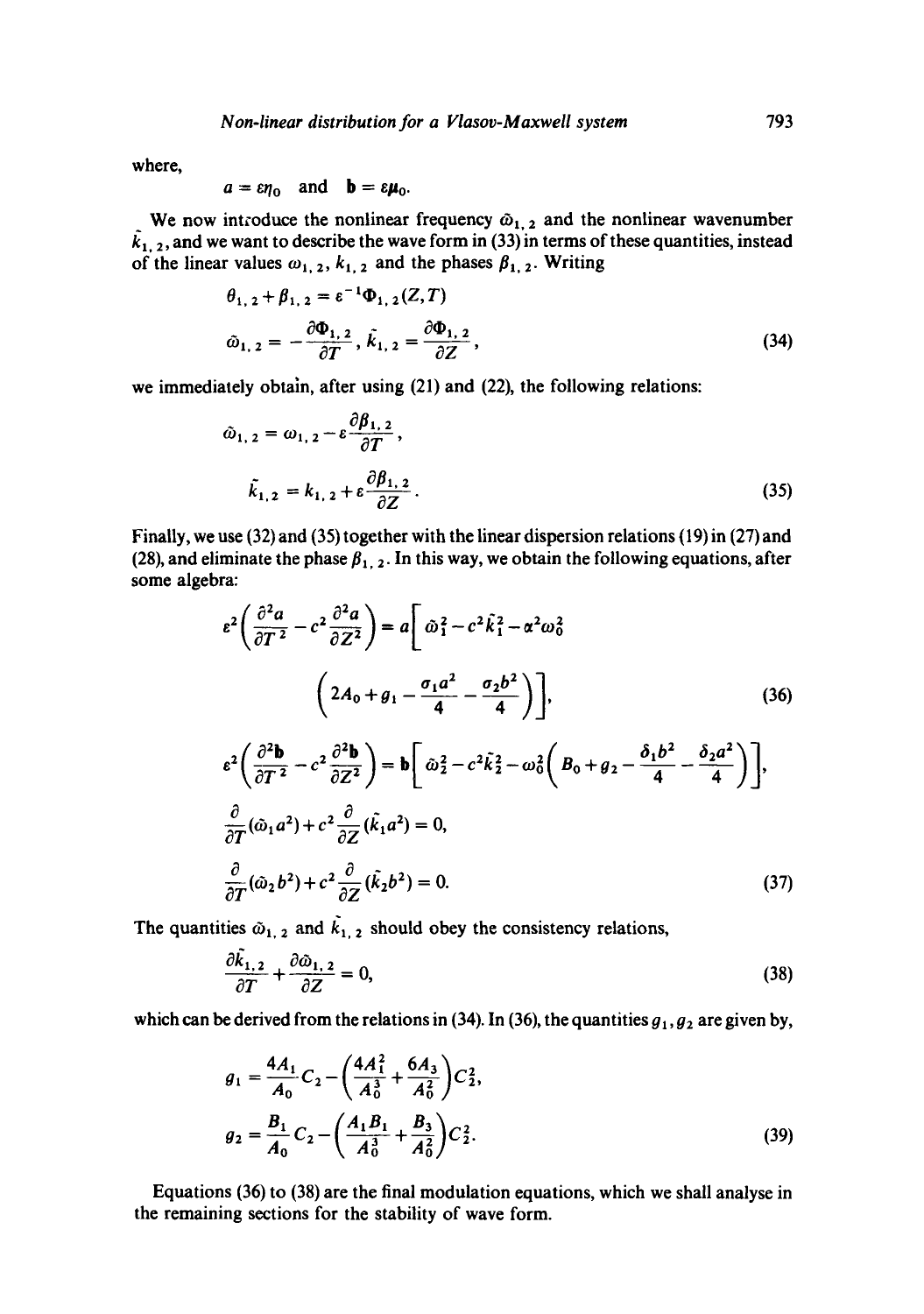where,

$$a = \varepsilon\eta_0 \quad \text{and} \quad \mathbf{b} = \varepsilon\mu_0.$$

We now introduce the nonlinear frequency $\tilde{\omega}_{1,2}$ and the nonlinear wavenumber $\tilde{k}_{1,2}$, and we want to describe the wave form in (33) in terms of these quantities, instead of the linear values $\omega_{1,2}$, $k_{1,2}$ and the phases $\beta_{1,2}$. Writing

$$\theta_{1,2} + \beta_{1,2} = \varepsilon^{-1}\Phi_{1,2}(Z,T)$$

$$\tilde{\omega}_{1,2} = -\frac{\partial \Phi_{1,2}}{\partial T}, \; \tilde{k}_{1,2} = \frac{\partial \Phi_{1,2}}{\partial Z}, \tag{34}$$

we immediately obtain, after using (21) and (22), the following relations:

$$\tilde{\omega}_{1,2} = \omega_{1,2} - \varepsilon\frac{\partial \beta_{1,2}}{\partial T},$$

$$\tilde{k}_{1,2} = k_{1,2} + \varepsilon\frac{\partial \beta_{1,2}}{\partial Z}. \tag{35}$$

Finally, we use (32) and (35) together with the linear dispersion relations (19) in (27) and (28), and eliminate the phase $\beta_{1,2}$. In this way, we obtain the following equations, after some algebra:

$$\varepsilon^2\left(\frac{\partial^2 a}{\partial T^2} - c^2\frac{\partial^2 a}{\partial Z^2}\right) = a\left[\tilde{\omega}_1^2 - c^2\tilde{k}_1^2 - \alpha^2\omega_0^2 \left(2A_0 + g_1 - \frac{\sigma_1 a^2}{4} - \frac{\sigma_2 b^2}{4}\right)\right], \tag{36}$$

$$\varepsilon^2\left(\frac{\partial^2 \mathbf{b}}{\partial T^2} - c^2\frac{\partial^2 \mathbf{b}}{\partial Z^2}\right) = \mathbf{b}\left[\tilde{\omega}_2^2 - c^2\tilde{k}_2^2 - \omega_0^2\left(B_0 + g_2 - \frac{\delta_1 b^2}{4} - \frac{\delta_2 a^2}{4}\right)\right],$$

$$\frac{\partial}{\partial T}(\tilde{\omega}_1 a^2) + c^2\frac{\partial}{\partial Z}(\tilde{k}_1 a^2) = 0,$$

$$\frac{\partial}{\partial T}(\tilde{\omega}_2 b^2) + c^2\frac{\partial}{\partial Z}(\tilde{k}_2 b^2) = 0. \tag{37}$$

The quantities $\tilde{\omega}_{1,2}$ and $\tilde{k}_{1,2}$ should obey the consistency relations,

$$\frac{\partial \tilde{k}_{1,2}}{\partial T} + \frac{\partial \tilde{\omega}_{1,2}}{\partial Z} = 0, \tag{38}$$

which can be derived from the relations in (34). In (36), the quantities $g_1, g_2$ are given by,

$$g_1 = \frac{4A_1}{A_0}C_2 - \left(\frac{4A_1^2}{A_0^3} + \frac{6A_3}{A_0^2}\right)C_2^2,$$

$$g_2 = \frac{B_1}{A_0}C_2 - \left(\frac{A_1 B_1}{A_0^3} + \frac{B_3}{A_0^2}\right)C_2^2. \tag{39}$$

Equations (36) to (38) are the final modulation equations, which we shall analyse in the remaining sections for the stability of wave form.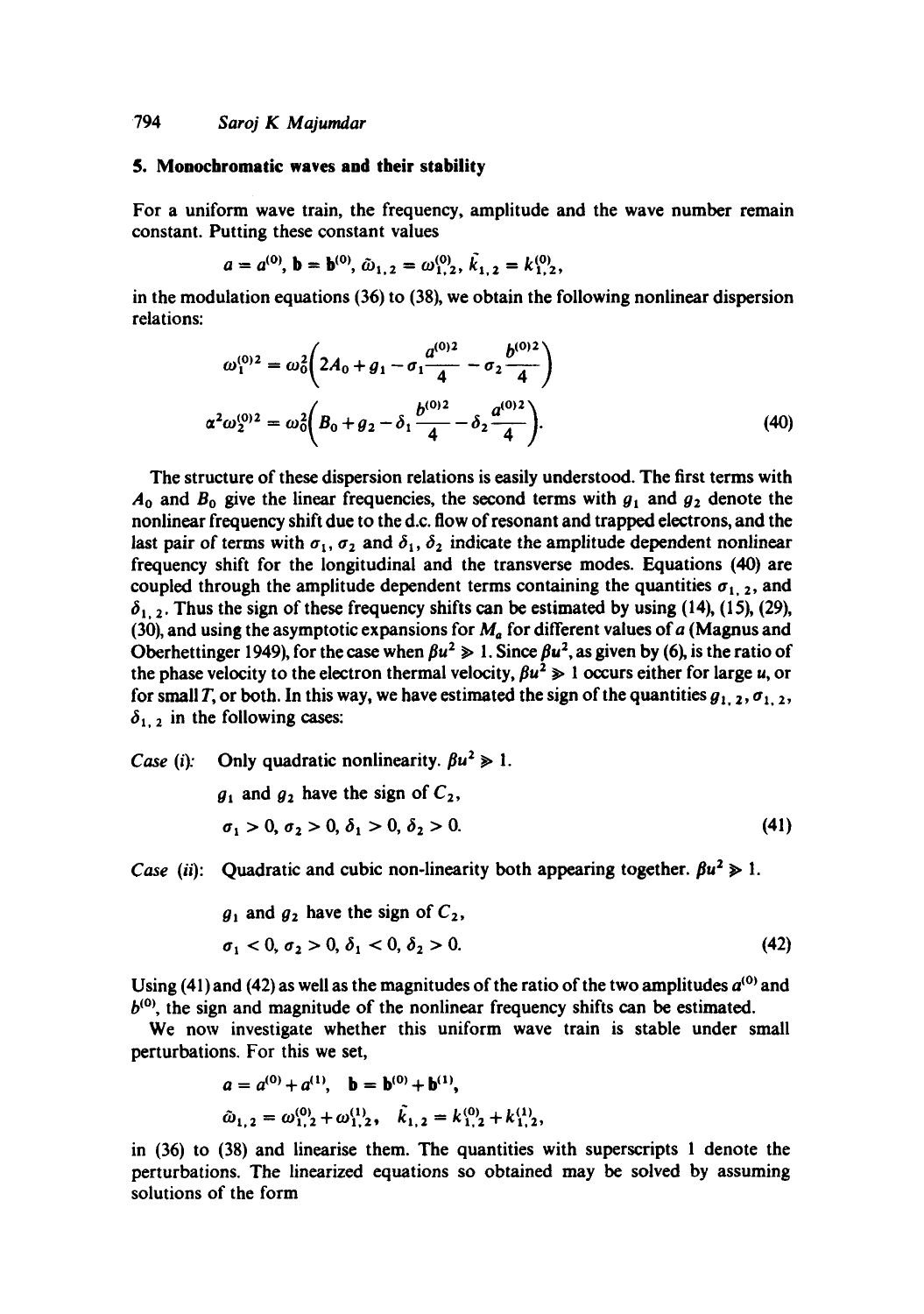## 5. Monochromatic waves and their stability

For a uniform wave train, the frequency, amplitude and the wave number remain constant. Putting these constant values

$$a = a^{(0)}, \mathbf{b} = \mathbf{b}^{(0)}, \tilde{\omega}_{1,2} = \omega_{1,2}^{(0)}, \tilde{k}_{1,2} = k_{1,2}^{(0)},$$

in the modulation equations (36) to (38), we obtain the following nonlinear dispersion relations:

$$\omega_1^{(0)2} = \omega_0^2\left(2A_0 + g_1 - \sigma_1\frac{a^{(0)2}}{4} - \sigma_2\frac{b^{(0)2}}{4}\right)$$

$$\alpha^2\omega_2^{(0)2} = \omega_0^2\left(B_0 + g_2 - \delta_1\frac{b^{(0)2}}{4} - \delta_2\frac{a^{(0)2}}{4}\right). \tag{40}$$

The structure of these dispersion relations is easily understood. The first terms with $A_0$ and $B_0$ give the linear frequencies, the second terms with $g_1$ and $g_2$ denote the nonlinear frequency shift due to the d.c. flow of resonant and trapped electrons, and the last pair of terms with $\sigma_1$, $\sigma_2$ and $\delta_1$, $\delta_2$ indicate the amplitude dependent nonlinear frequency shift for the longitudinal and the transverse modes. Equations (40) are coupled through the amplitude dependent terms containing the quantities $\sigma_{1,2}$, and $\delta_{1,2}$. Thus the sign of these frequency shifts can be estimated by using (14), (15), (29), (30), and using the asymptotic expansions for $M_a$ for different values of $a$ (Magnus and Oberhettinger 1949), for the case when $\beta u^2 \gg 1$. Since $\beta u^2$, as given by (6), is the ratio of the phase velocity to the electron thermal velocity, $\beta u^2 \gg 1$ occurs either for large $u$, or for small $T$, or both. In this way, we have estimated the sign of the quantities $g_{1,2}$, $\sigma_{1,2}$, $\delta_{1,2}$ in the following cases:

*Case (i)*: Only quadratic nonlinearity. $\beta u^2 \gg 1$.

$g_1$ and $g_2$ have the sign of $C_2$,

$$\sigma_1 > 0, \sigma_2 > 0, \delta_1 > 0, \delta_2 > 0. \tag{41}$$

*Case (ii)*: Quadratic and cubic non-linearity both appearing together. $\beta u^2 \gg 1$.

$g_1$ and $g_2$ have the sign of $C_2$,

$$\sigma_1 < 0, \sigma_2 > 0, \delta_1 < 0, \delta_2 > 0. \tag{42}$$

Using (41) and (42) as well as the magnitudes of the ratio of the two amplitudes $a^{(0)}$ and $b^{(0)}$, the sign and magnitude of the nonlinear frequency shifts can be estimated.

We now investigate whether this uniform wave train is stable under small perturbations. For this we set,

$$a = a^{(0)} + a^{(1)}, \quad \mathbf{b} = \mathbf{b}^{(0)} + \mathbf{b}^{(1)},$$

$$\tilde{\omega}_{1,2} = \omega_{1,2}^{(0)} + \omega_{1,2}^{(1)}, \quad \tilde{k}_{1,2} = k_{1,2}^{(0)} + k_{1,2}^{(1)},$$

in (36) to (38) and linearise them. The quantities with superscripts 1 denote the perturbations. The linearized equations so obtained may be solved by assuming solutions of the form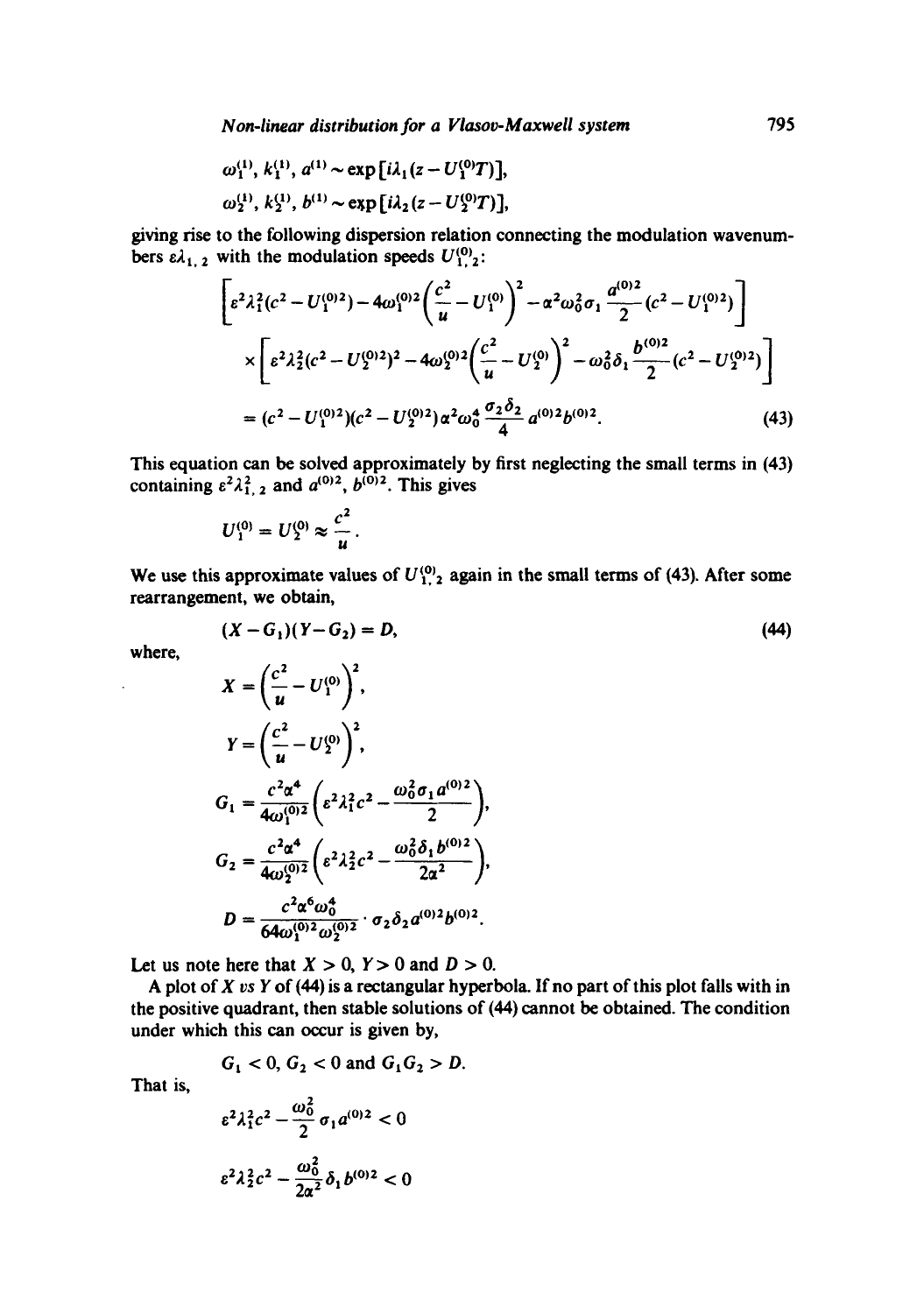$$\omega_1^{(1)},\ k_1^{(1)},\ a^{(1)} \sim \exp[i\lambda_1(z - U_1^{(0)}T)],$$

$$\omega_2^{(1)},\ k_2^{(1)},\ b^{(1)} \sim \exp[i\lambda_2(z - U_2^{(0)}T)],$$

giving rise to the following dispersion relation connecting the modulation wavenumbers $\varepsilon\lambda_{1,2}$ with the modulation speeds $U_{1,2}^{(0)}$:

$$\left[\varepsilon^2\lambda_1^2(c^2 - U_1^{(0)2}) - 4\omega_1^{(0)2}\left(\frac{c^2}{u} - U_1^{(0)}\right)^2 - \alpha^2\omega_0^2\sigma_1\frac{a^{(0)2}}{2}(c^2 - U_1^{(0)2})\right]$$

$$\times\left[\varepsilon^2\lambda_2^2(c^2 - U_2^{(0)2})^2 - 4\omega_2^{(0)2}\left(\frac{c^2}{u} - U_2^{(0)}\right)^2 - \omega_0^2\delta_1\frac{b^{(0)2}}{2}(c^2 - U_2^{(0)2})\right]$$

$$= (c^2 - U_1^{(0)2})(c^2 - U_2^{(0)2})\alpha^2\omega_0^4\frac{\sigma_2\delta_2}{4}a^{(0)2}b^{(0)2}. \qquad (43)$$

This equation can be solved approximately by first neglecting the small terms in (43) containing $\varepsilon^2\lambda_{1,2}^2$ and $a^{(0)2}$, $b^{(0)2}$. This gives

$$U_1^{(0)} = U_2^{(0)} \approx \frac{c^2}{u}.$$

We use this approximate values of $U_{1,2}^{(0)}$ again in the small terms of (43). After some rearrangement, we obtain,

$$(X - G_1)(Y - G_2) = D, \qquad (44)$$

where,

$$X = \left(\frac{c^2}{u} - U_1^{(0)}\right)^2,$$

$$Y = \left(\frac{c^2}{u} - U_2^{(0)}\right)^2,$$

$$G_1 = \frac{c^2\alpha^4}{4\omega_1^{(0)2}}\left(\varepsilon^2\lambda_1^2c^2 - \frac{\omega_0^2\sigma_1a^{(0)2}}{2}\right),$$

$$G_2 = \frac{c^2\alpha^4}{4\omega_2^{(0)2}}\left(\varepsilon^2\lambda_2^2c^2 - \frac{\omega_0^2\delta_1b^{(0)2}}{2\alpha^2}\right),$$

$$D = \frac{c^2\alpha^6\omega_0^4}{64\omega_1^{(0)2}\omega_2^{(0)2}}\cdot\sigma_2\delta_2a^{(0)2}b^{(0)2}.$$

Let us note here that $X > 0$, $Y > 0$ and $D > 0$.

A plot of $X$ *vs* $Y$ of (44) is a rectangular hyperbola. If no part of this plot falls with in the positive quadrant, then stable solutions of (44) cannot be obtained. The condition under which this can occur is given by,

$$G_1 < 0,\ G_2 < 0 \text{ and } G_1G_2 > D.$$

That is,

$$\varepsilon^2\lambda_1^2c^2 - \frac{\omega_0^2}{2}\sigma_1a^{(0)2} < 0$$

$$\varepsilon^2\lambda_2^2c^2 - \frac{\omega_0^2}{2\alpha^2}\delta_1b^{(0)2} < 0$$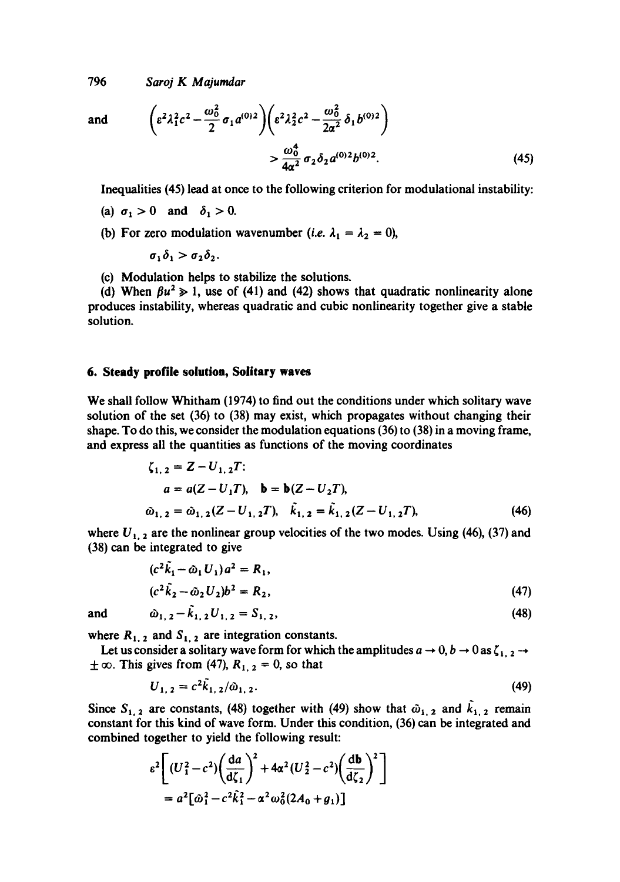and
$$\left(\varepsilon^2\lambda_1^2c^2-\frac{\omega_0^2}{2}\sigma_1 a^{(0)2}\right)\left(\varepsilon^2\lambda_2^2c^2-\frac{\omega_0^2}{2\alpha^2}\delta_1 b^{(0)2}\right) > \frac{\omega_0^4}{4\alpha^2}\sigma_2\delta_2 a^{(0)2}b^{(0)2}. \tag{45}$$

Inequalities (45) lead at once to the following criterion for modulational instability:

(a) $\sigma_1 > 0$ and $\delta_1 > 0$.

(b) For zero modulation wavenumber (*i.e.* $\lambda_1 = \lambda_2 = 0$),

$$\sigma_1\delta_1 > \sigma_2\delta_2.$$

(c) Modulation helps to stabilize the solutions.

(d) When $\beta u^2 \gg 1$, use of (41) and (42) shows that quadratic nonlinearity alone produces instability, whereas quadratic and cubic nonlinearity together give a stable solution.

## 6. Steady profile solution, Solitary waves

We shall follow Whitham (1974) to find out the conditions under which solitary wave solution of the set (36) to (38) may exist, which propagates without changing their shape. To do this, we consider the modulation equations (36) to (38) in a moving frame, and express all the quantities as functions of the moving coordinates

$$\begin{aligned}
&\zeta_{1,2} = Z - U_{1,2}T;\\
&a = a(Z - U_1T), \quad \mathbf{b} = \mathbf{b}(Z - U_2T),\\
&\tilde{\omega}_{1,2} = \tilde{\omega}_{1,2}(Z - U_{1,2}T), \quad \tilde{k}_{1,2} = \tilde{k}_{1,2}(Z - U_{1,2}T),
\end{aligned} \tag{46}$$

where $U_{1,2}$ are the nonlinear group velocities of the two modes. Using (46), (37) and (38) can be integrated to give

$$\begin{aligned}
&(c^2\tilde{k}_1 - \tilde{\omega}_1 U_1)a^2 = R_1,\\
&(c^2\tilde{k}_2 - \tilde{\omega}_2 U_2)b^2 = R_2,
\end{aligned} \tag{47}$$

and
$$\tilde{\omega}_{1,2} - \tilde{k}_{1,2}U_{1,2} = S_{1,2}, \tag{48}$$

where $R_{1,2}$ and $S_{1,2}$ are integration constants.

Let us consider a solitary wave form for which the amplitudes $a \to 0$, $b \to 0$ as $\zeta_{1,2} \to \pm\infty$. This gives from (47), $R_{1,2} = 0$, so that

$$U_{1,2} = c^2\tilde{k}_{1,2}/\tilde{\omega}_{1,2}. \tag{49}$$

Since $S_{1,2}$ are constants, (48) together with (49) show that $\tilde{\omega}_{1,2}$ and $\tilde{k}_{1,2}$ remain constant for this kind of wave form. Under this condition, (36) can be integrated and combined together to yield the following result:

$$\varepsilon^2\left[(U_1^2-c^2)\left(\frac{\mathrm{d}a}{\mathrm{d}\zeta_1}\right)^2 + 4\alpha^2(U_2^2-c^2)\left(\frac{\mathrm{d}\mathbf{b}}{\mathrm{d}\zeta_2}\right)^2\right]$$
$$= a^2[\tilde{\omega}_1^2 - c^2\tilde{k}_1^2 - \alpha^2\omega_0^2(2A_0 + g_1)]$$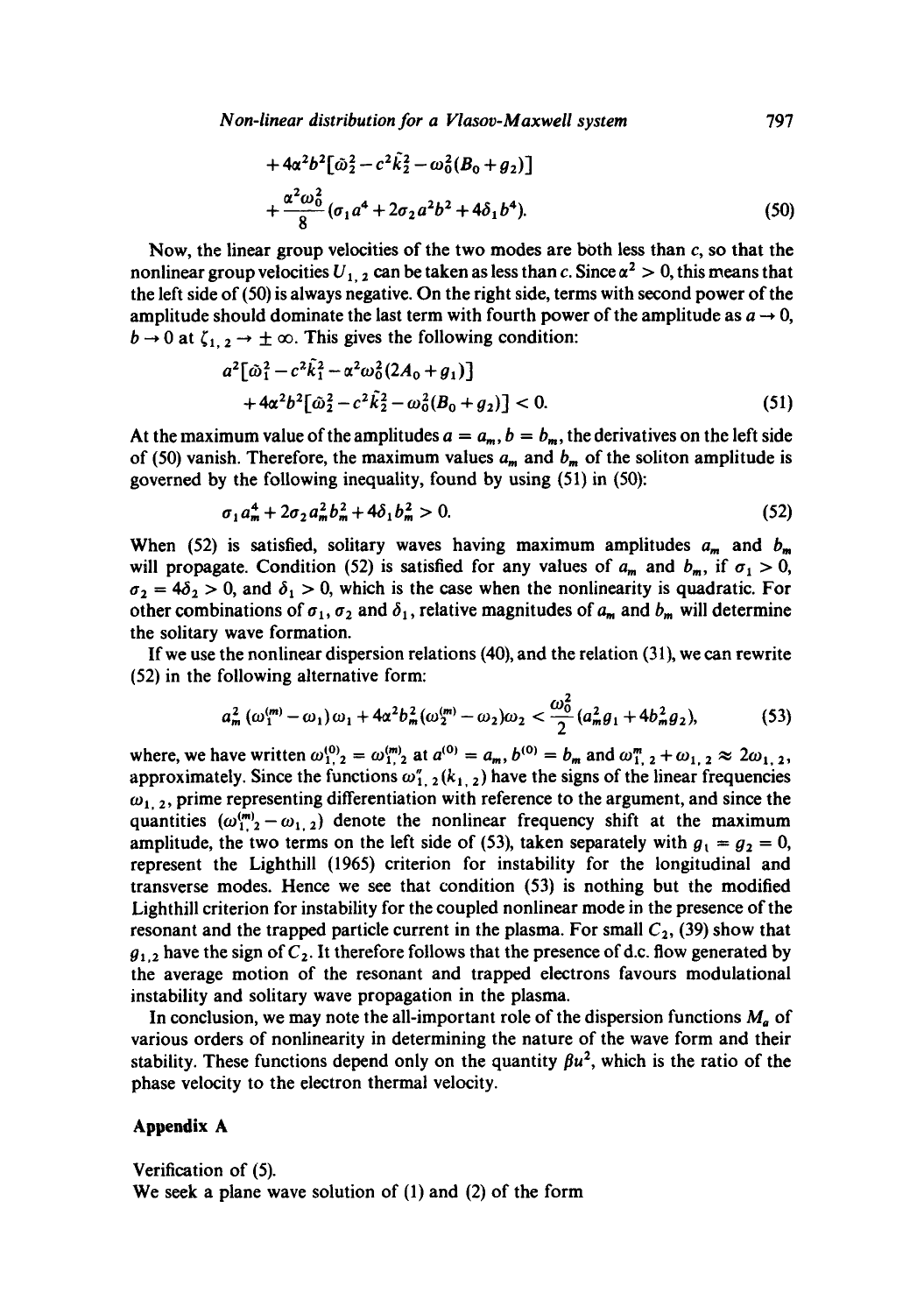$$+4\alpha^2 b^2[\tilde{\omega}_2^2 - c^2\tilde{k}_2^2 - \omega_0^2(B_0 + g_2)]$$
$$+\frac{\alpha^2\omega_0^2}{8}(\sigma_1 a^4 + 2\sigma_2 a^2 b^2 + 4\delta_1 b^4). \tag{50}$$

Now, the linear group velocities of the two modes are both less than $c$, so that the nonlinear group velocities $U_{1,2}$ can be taken as less than $c$. Since $\alpha^2 > 0$, this means that the left side of (50) is always negative. On the right side, terms with second power of the amplitude should dominate the last term with fourth power of the amplitude as $a \to 0$, $b \to 0$ at $\zeta_{1,2} \to \pm\infty$. This gives the following condition:

$$a^2[\tilde{\omega}_1^2 - c^2\tilde{k}_1^2 - \alpha^2\omega_0^2(2A_0 + g_1)]$$
$$+4\alpha^2 b^2[\tilde{\omega}_2^2 - c^2\tilde{k}_2^2 - \omega_0^2(B_0 + g_2)] < 0. \tag{51}$$

At the maximum value of the amplitudes $a = a_m$, $b = b_m$, the derivatives on the left side of (50) vanish. Therefore, the maximum values $a_m$ and $b_m$ of the soliton amplitude is governed by the following inequality, found by using (51) in (50):

$$\sigma_1 a_m^4 + 2\sigma_2 a_m^2 b_m^2 + 4\delta_1 b_m^2 > 0. \tag{52}$$

When (52) is satisfied, solitary waves having maximum amplitudes $a_m$ and $b_m$ will propagate. Condition (52) is satisfied for any values of $a_m$ and $b_m$, if $\sigma_1 > 0$, $\sigma_2 = 4\delta_2 > 0$, and $\delta_1 > 0$, which is the case when the nonlinearity is quadratic. For other combinations of $\sigma_1$, $\sigma_2$ and $\delta_1$, relative magnitudes of $a_m$ and $b_m$ will determine the solitary wave formation.

If we use the nonlinear dispersion relations (40), and the relation (31), we can rewrite (52) in the following alternative form:

$$a_m^2(\omega_1^{(m)} - \omega_1)\omega_1 + 4\alpha^2 b_m^2(\omega_2^{(m)} - \omega_2)\omega_2 < \frac{\omega_0^2}{2}(a_m^2 g_1 + 4b_m^2 g_2), \tag{53}$$

where, we have written $\omega_{1,2}^{(0)} = \omega_{1,2}^{(m)}$ at $a^{(0)} = a_m$, $b^{(0)} = b_m$ and $\omega_{1,2}^{m} + \omega_{1,2} \approx 2\omega_{1,2}$, approximately. Since the functions $\omega_{1,2}''(k_{1,2})$ have the signs of the linear frequencies $\omega_{1,2}$, prime representing differentiation with reference to the argument, and since the quantities $(\omega_{1,2}^{(m)} - \omega_{1,2})$ denote the nonlinear frequency shift at the maximum amplitude, the two terms on the left side of (53), taken separately with $g_1 = g_2 = 0$, represent the Lighthill (1965) criterion for instability for the longitudinal and transverse modes. Hence we see that condition (53) is nothing but the modified Lighthill criterion for instability for the coupled nonlinear mode in the presence of the resonant and the trapped particle current in the plasma. For small $C_2$, (39) show that $g_{1,2}$ have the sign of $C_2$. It therefore follows that the presence of d.c. flow generated by the average motion of the resonant and trapped electrons favours modulational instability and solitary wave propagation in the plasma.

In conclusion, we may note the all-important role of the dispersion functions $M_a$ of various orders of nonlinearity in determining the nature of the wave form and their stability. These functions depend only on the quantity $\beta u^2$, which is the ratio of the phase velocity to the electron thermal velocity.

## Appendix A

Verification of (5).

We seek a plane wave solution of (1) and (2) of the form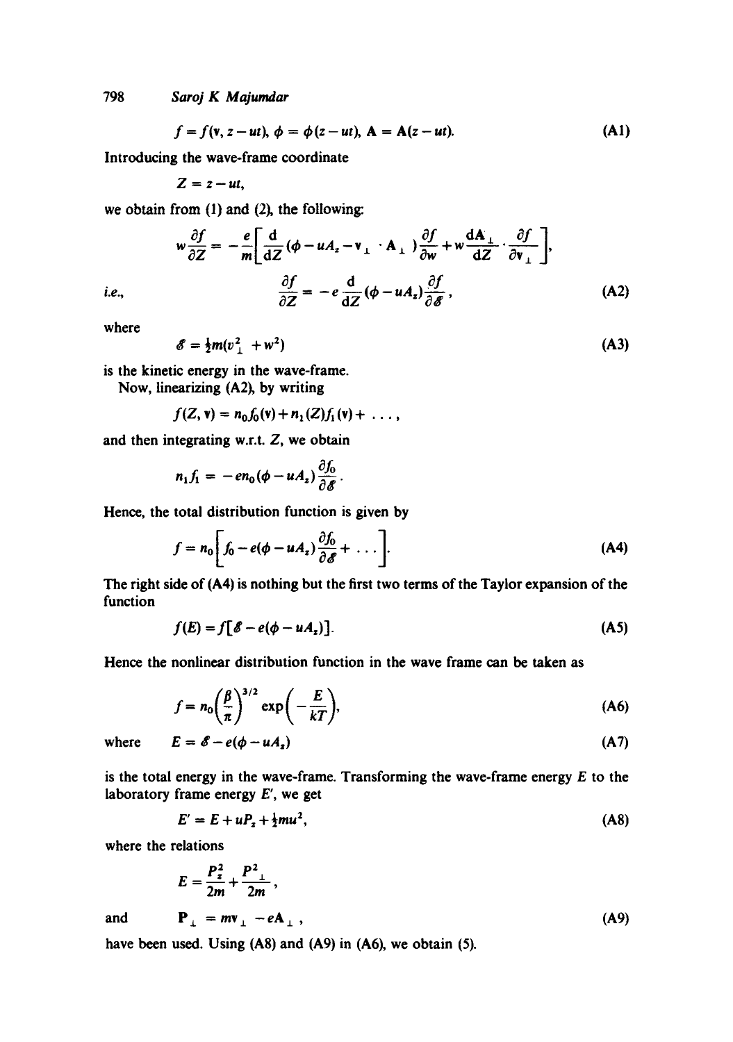$$f = f(\mathbf{v}, z - ut),\ \phi = \phi(z - ut),\ \mathbf{A} = \mathbf{A}(z - ut). \tag{A1}$$

Introducing the wave-frame coordinate

$$Z = z - ut,$$

we obtain from (1) and (2), the following:

$$w\frac{\partial f}{\partial Z} = -\frac{e}{m}\left[\frac{\mathrm{d}}{\mathrm{d}Z}(\phi - uA_z - \mathbf{v}_\perp \cdot \mathbf{A}_\perp)\frac{\partial f}{\partial w} + w\frac{\mathrm{d}\mathbf{A}_\perp}{\mathrm{d}Z}\cdot\frac{\partial f}{\partial \mathbf{v}_\perp}\right],$$

i.e.,

$$\frac{\partial f}{\partial Z} = -e\frac{\mathrm{d}}{\mathrm{d}Z}(\phi - uA_z)\frac{\partial f}{\partial \mathscr{E}}, \tag{A2}$$

where

$$\mathscr{E} = \tfrac{1}{2}m(v_\perp^2 + w^2) \tag{A3}$$

is the kinetic energy in the wave-frame.

Now, linearizing (A2), by writing

$$f(Z, \mathbf{v}) = n_0 f_0(\mathbf{v}) + n_1(Z) f_1(\mathbf{v}) + \ldots,$$

and then integrating w.r.t. $Z$, we obtain

$$n_1 f_1 = -e n_0(\phi - uA_z)\frac{\partial f_0}{\partial \mathscr{E}}.$$

Hence, the total distribution function is given by

$$f = n_0\left[f_0 - e(\phi - uA_z)\frac{\partial f_0}{\partial \mathscr{E}} + \ldots\right]. \tag{A4}$$

The right side of (A4) is nothing but the first two terms of the Taylor expansion of the function

$$f(E) = f[\mathscr{E} - e(\phi - uA_z)]. \tag{A5}$$

Hence the nonlinear distribution function in the wave frame can be taken as

$$f = n_0\left(\frac{\beta}{\pi}\right)^{3/2}\exp\left(-\frac{E}{kT}\right), \tag{A6}$$

where

$$E = \mathscr{E} - e(\phi - uA_z) \tag{A7}$$

is the total energy in the wave-frame. Transforming the wave-frame energy $E$ to the laboratory frame energy $E'$, we get

$$E' = E + uP_z + \tfrac{1}{2}mu^2, \tag{A8}$$

where the relations

$$E = \frac{P_z^2}{2m} + \frac{P_\perp^2}{2m},$$

and

$$\mathbf{P}_\perp = m\mathbf{v}_\perp - e\mathbf{A}_\perp, \tag{A9}$$

have been used. Using (A8) and (A9) in (A6), we obtain (5).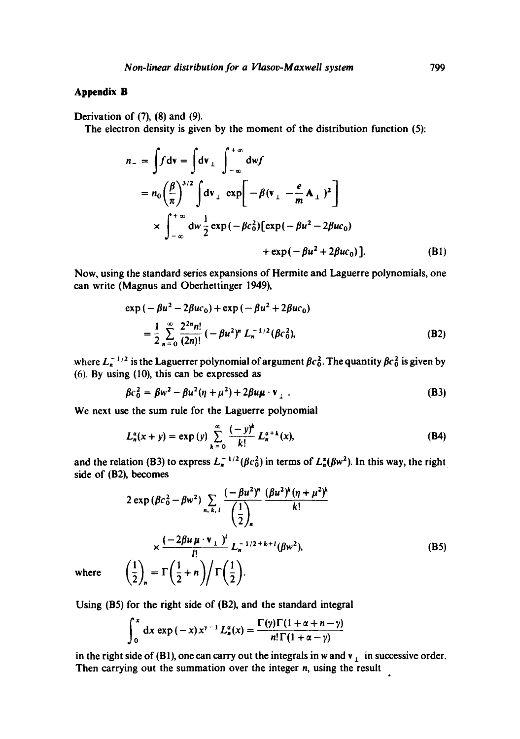## Appendix B

Derivation of (7), (8) and (9).

The electron density is given by the moment of the distribution function (5):

$$
\begin{aligned}
n_- &= \int f \mathrm{d}\mathbf{v} = \int \mathrm{d}\mathbf{v}_\perp \int_{-\infty}^{+\infty} \mathrm{d}w f \\
&= n_0 \left(\frac{\beta}{\pi}\right)^{3/2} \int \mathrm{d}\mathbf{v}_\perp \exp\left[-\beta\left(\mathbf{v}_\perp - \frac{e}{m}\mathbf{A}_\perp\right)^2\right] \\
&\quad \times \int_{-\infty}^{+\infty} \mathrm{d}w \frac{1}{2} \exp(-\beta c_0^2)[\exp(-\beta u^2 - 2\beta u c_0) \\
&\qquad + \exp(-\beta u^2 + 2\beta u c_0)]. \qquad \text{(B1)}
\end{aligned}
$$

Now, using the standard series expansions of Hermite and Laguerre polynomials, one can write (Magnus and Oberhettinger 1949),

$$
\begin{aligned}
&\exp(-\beta u^2 - 2\beta u c_0) + \exp(-\beta u^2 + 2\beta u c_0) \\
&= \frac{1}{2} \sum_{n=0}^{\infty} \frac{2^{2n} n!}{(2n)!} (-\beta u^2)^n L_n^{-1/2}(\beta c_0^2), \qquad \text{(B2)}
\end{aligned}
$$

where $L_n^{-1/2}$ is the Laguerrer polynomial of argument $\beta c_0^2$. The quantity $\beta c_0^2$ is given by (6). By using (10), this can be expressed as

$$
\beta c_0^2 = \beta w^2 - \beta u^2 (\eta + \mu^2) + 2\beta u \boldsymbol{\mu} \cdot \mathbf{v}_\perp \,. \qquad \text{(B3)}
$$

We next use the sum rule for the Laguerre polynomial

$$
L_n^\alpha(x+y) = \exp(y) \sum_{k=0}^{\infty} \frac{(-y)^k}{k!} L_n^{\alpha+k}(x), \qquad \text{(B4)}
$$

and the relation (B3) to express $L_n^{-1/2}(\beta c_0^2)$ in terms of $L_n^\alpha(\beta w^2)$. In this way, the right side of (B2), becomes

$$
\begin{aligned}
&2\exp(\beta c_0^2 - \beta w^2) \sum_{n,k,l} \frac{(-\beta u^2)^n}{\left(\frac{1}{2}\right)_n} \frac{(\beta u^2)^k (\eta + \mu^2)^k}{k!} \\
&\quad \times \frac{(-2\beta u \boldsymbol{\mu} \cdot \mathbf{v}_\perp)^l}{l!} L_n^{-1/2+k+l}(\beta w^2), \qquad \text{(B5)}
\end{aligned}
$$

where $\left(\frac{1}{2}\right)_n = \Gamma\left(\frac{1}{2} + n\right) \Big/ \Gamma\left(\frac{1}{2}\right)$.

Using (B5) for the right side of (B2), and the standard integral

$$
\int_0^x \mathrm{d}x \exp(-x) x^{\gamma-1} L_n^\alpha(x) = \frac{\Gamma(\gamma)\Gamma(1+\alpha+n-\gamma)}{n!\,\Gamma(1+\alpha-\gamma)}
$$

in the right side of (B1), one can carry out the integrals in $w$ and $\mathbf{v}_\perp$ in successive order. Then carrying out the summation over the integer $n$, using the result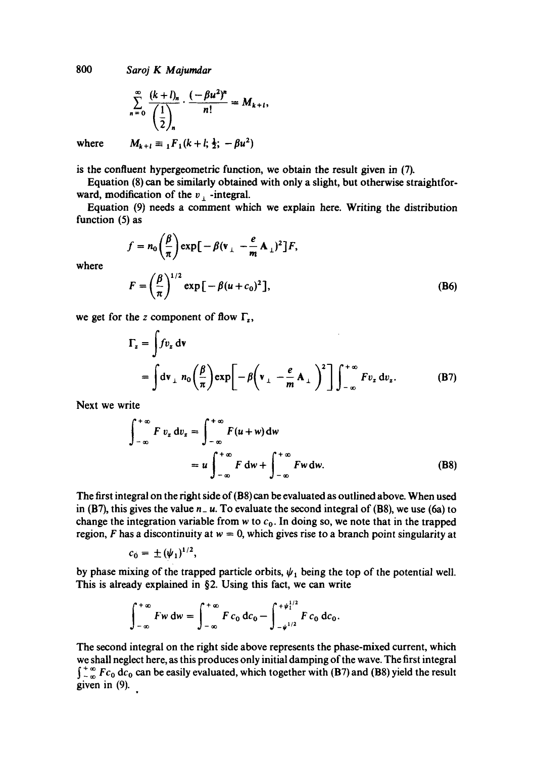$$\sum_{n=0}^{\infty} \frac{(k+l)_n}{\left(\frac{1}{2}\right)_n} \cdot \frac{(-\beta u^2)^n}{n!} = M_{k+l},$$

where $\quad M_{k+l} \equiv {}_1F_1(k+l; \tfrac{1}{2}; -\beta u^2)$

is the confluent hypergeometric function, we obtain the result given in (7).

Equation (8) can be similarly obtained with only a slight, but otherwise straightforward, modification of the $v_\perp$-integral.

Equation (9) needs a comment which we explain here. Writing the distribution function (5) as

$$f = n_0\left(\frac{\beta}{\pi}\right)\exp[-\beta(\mathbf{v}_\perp - \frac{e}{m}\mathbf{A}_\perp)^2]F,$$

where

$$F = \left(\frac{\beta}{\pi}\right)^{1/2}\exp[-\beta(u+c_0)^2], \tag{B6}$$

we get for the $z$ component of flow $\Gamma_z$,

$$\begin{aligned}\Gamma_z &= \int f v_z \, \mathrm{d}\mathbf{v} \\ &= \int \mathrm{d}\mathbf{v}_\perp \, n_0\left(\frac{\beta}{\pi}\right)\exp\left[-\beta\left(\mathbf{v}_\perp - \frac{e}{m}\mathbf{A}_\perp\right)^2\right]\int_{-\infty}^{+\infty} F v_z \, \mathrm{d}v_z.\end{aligned} \tag{B7}$$

Next we write

$$\begin{aligned}\int_{-\infty}^{+\infty} F\, v_z \, \mathrm{d}v_z &= \int_{-\infty}^{+\infty} F(u+w)\,\mathrm{d}w \\ &= u\int_{-\infty}^{+\infty} F\,\mathrm{d}w + \int_{-\infty}^{+\infty} Fw\,\mathrm{d}w.\end{aligned} \tag{B8}$$

The first integral on the right side of (B8) can be evaluated as outlined above. When used in (B7), this gives the value $n_- u$. To evaluate the second integral of (B8), we use (6a) to change the integration variable from $w$ to $c_0$. In doing so, we note that in the trapped region, $F$ has a discontinuity at $w = 0$, which gives rise to a branch point singularity at

$$c_0 = \pm(\psi_1)^{1/2},$$

by phase mixing of the trapped particle orbits, $\psi_1$ being the top of the potential well. This is already explained in §2. Using this fact, we can write

$$\int_{-\infty}^{+\infty} Fw\,\mathrm{d}w = \int_{-\infty}^{+\infty} F c_0 \,\mathrm{d}c_0 - \int_{-\psi_1^{1/2}}^{+\psi_1^{1/2}} F c_0\,\mathrm{d}c_0.$$

The second integral on the right side above represents the phase-mixed current, which we shall neglect here, as this produces only initial damping of the wave. The first integral $\int_{-\infty}^{+\infty} F c_0 \,\mathrm{d}c_0$ can be easily evaluated, which together with (B7) and (B8) yield the result given in (9).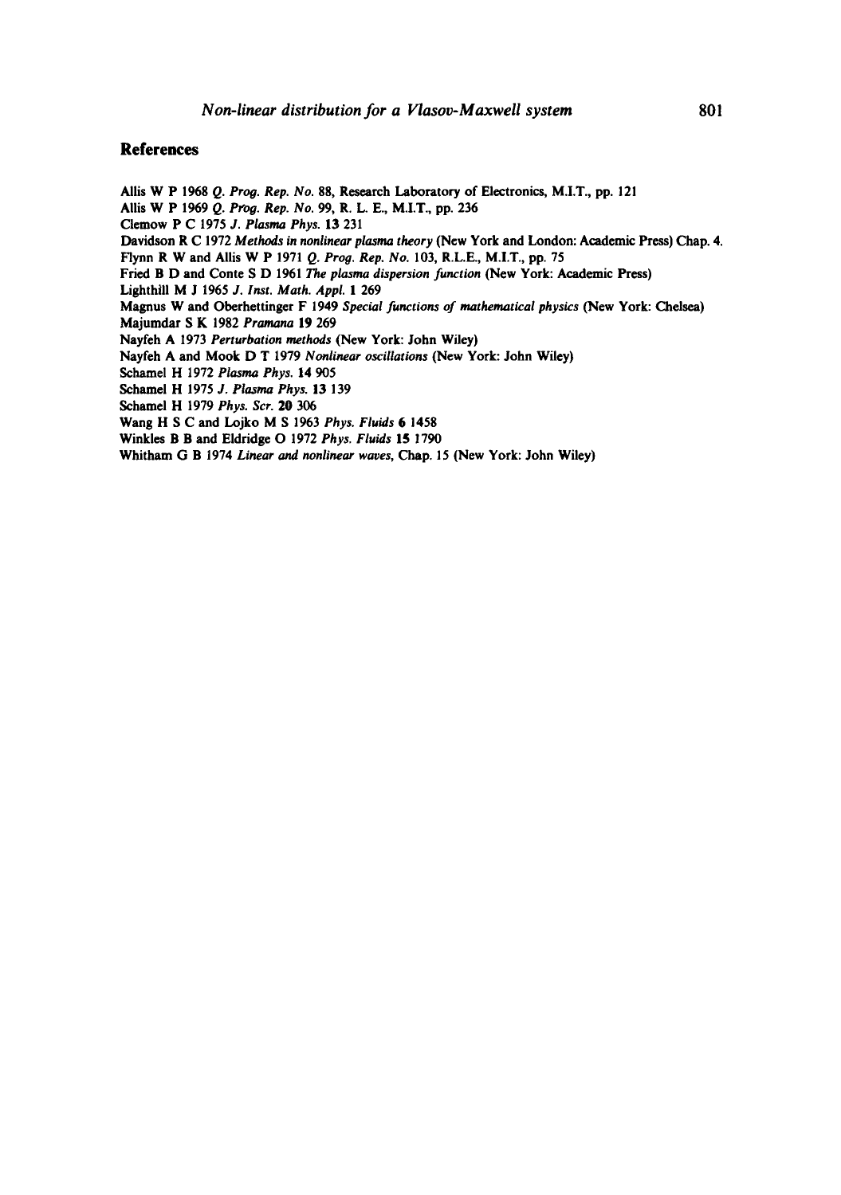## References

Allis W P 1968 *Q. Prog. Rep. No.* 88, Research Laboratory of Electronics, M.I.T., pp. 121

Allis W P 1969 *Q. Prog. Rep. No.* 99, R. L. E., M.I.T., pp. 236

Clemow P C 1975 *J. Plasma Phys.* **13** 231

Davidson R C 1972 *Methods in nonlinear plasma theory* (New York and London: Academic Press) Chap. 4.

Flynn R W and Allis W P 1971 *Q. Prog. Rep. No.* 103, R.L.E., M.I.T., pp. 75

Fried B D and Conte S D 1961 *The plasma dispersion function* (New York: Academic Press)

Lighthill M J 1965 *J. Inst. Math. Appl.* **1** 269

Magnus W and Oberhettinger F 1949 *Special functions of mathematical physics* (New York: Chelsea)

Majumdar S K 1982 *Pramana* **19** 269

Nayfeh A 1973 *Perturbation methods* (New York: John Wiley)

Nayfeh A and Mook D T 1979 *Nonlinear oscillations* (New York: John Wiley)

Schamel H 1972 *Plasma Phys.* **14** 905

Schamel H 1975 *J. Plasma Phys.* **13** 139

Schamel H 1979 *Phys. Scr.* **20** 306

Wang H S C and Lojko M S 1963 *Phys. Fluids* **6** 1458

Winkles B B and Eldridge O 1972 *Phys. Fluids* **15** 1790

Whitham G B 1974 *Linear and nonlinear waves*, Chap. 15 (New York: John Wiley)